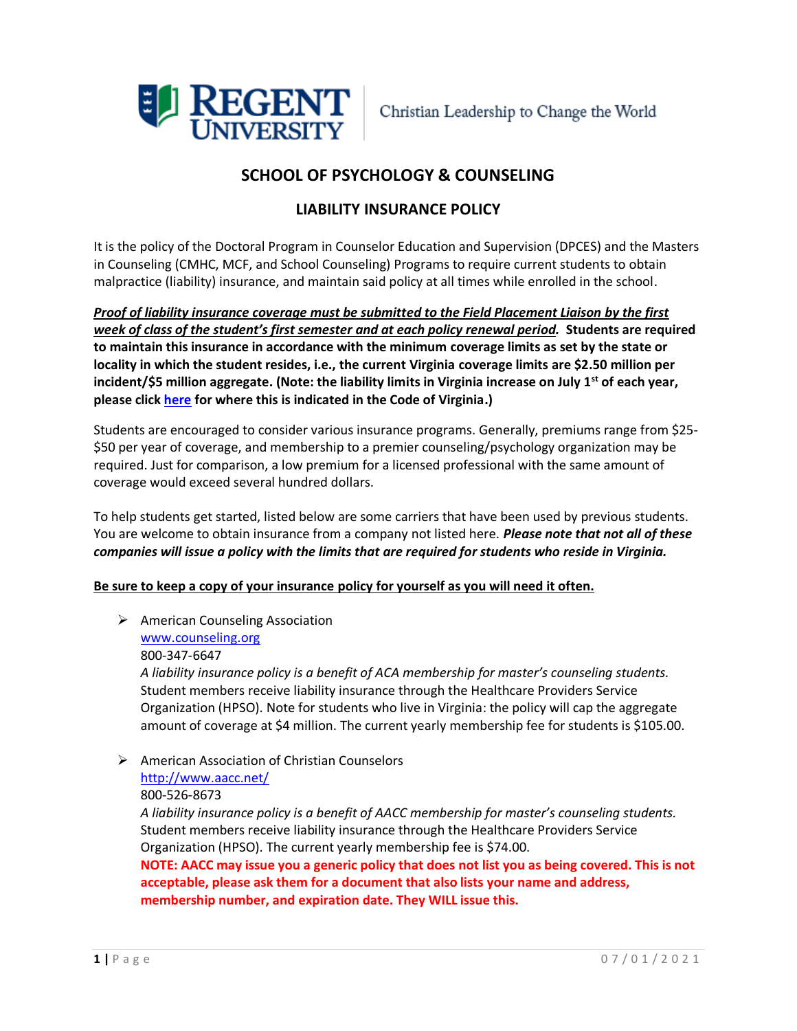REGENT UNIVERSITY | Christian Leadership to Change the World

# SCHOOL OF PSYCHOLOGY & COUNSELING

## LIABILITY INSURANCE POLICY

It is the policy of the Doctoral Program in Counselor Education and Supervision (DPCES) and the Masters in Counseling (CMHC, MCF, and School Counseling) Programs to require current students to obtain malpractice (liability) insurance, and maintain said policy at all times while enrolled in the school.

***Proof of liability insurance coverage must be submitted to the Field Placement Liaison by the first week of class of the student's first semester and at each policy renewal period.*** **Students are required to maintain this insurance in accordance with the minimum coverage limits as set by the state or locality in which the student resides, i.e., the current Virginia coverage limits are $2.50 million per incident/$5 million aggregate. (Note: the liability limits in Virginia increase on July 1st of each year, please click here for where this is indicated in the Code of Virginia.)**

Students are encouraged to consider various insurance programs. Generally, premiums range from $25-$50 per year of coverage, and membership to a premier counseling/psychology organization may be required. Just for comparison, a low premium for a licensed professional with the same amount of coverage would exceed several hundred dollars.

To help students get started, listed below are some carriers that have been used by previous students. You are welcome to obtain insurance from a company not listed here. ***Please note that not all of these companies will issue a policy with the limits that are required for students who reside in Virginia.***

**Be sure to keep a copy of your insurance policy for yourself as you will need it often.**

- American Counseling Association  
  www.counseling.org  
  800-347-6647  
  *A liability insurance policy is a benefit of ACA membership for master's counseling students.* Student members receive liability insurance through the Healthcare Providers Service Organization (HPSO). Note for students who live in Virginia: the policy will cap the aggregate amount of coverage at $4 million. The current yearly membership fee for students is $105.00.

- American Association of Christian Counselors  
  http://www.aacc.net/  
  800-526-8673  
  *A liability insurance policy is a benefit of AACC membership for master's counseling students.* Student members receive liability insurance through the Healthcare Providers Service Organization (HPSO). The current yearly membership fee is $74.00.  
  **NOTE: AACC may issue you a generic policy that does not list you as being covered. This is not acceptable, please ask them for a document that also lists your name and address, membership number, and expiration date. They WILL issue this.**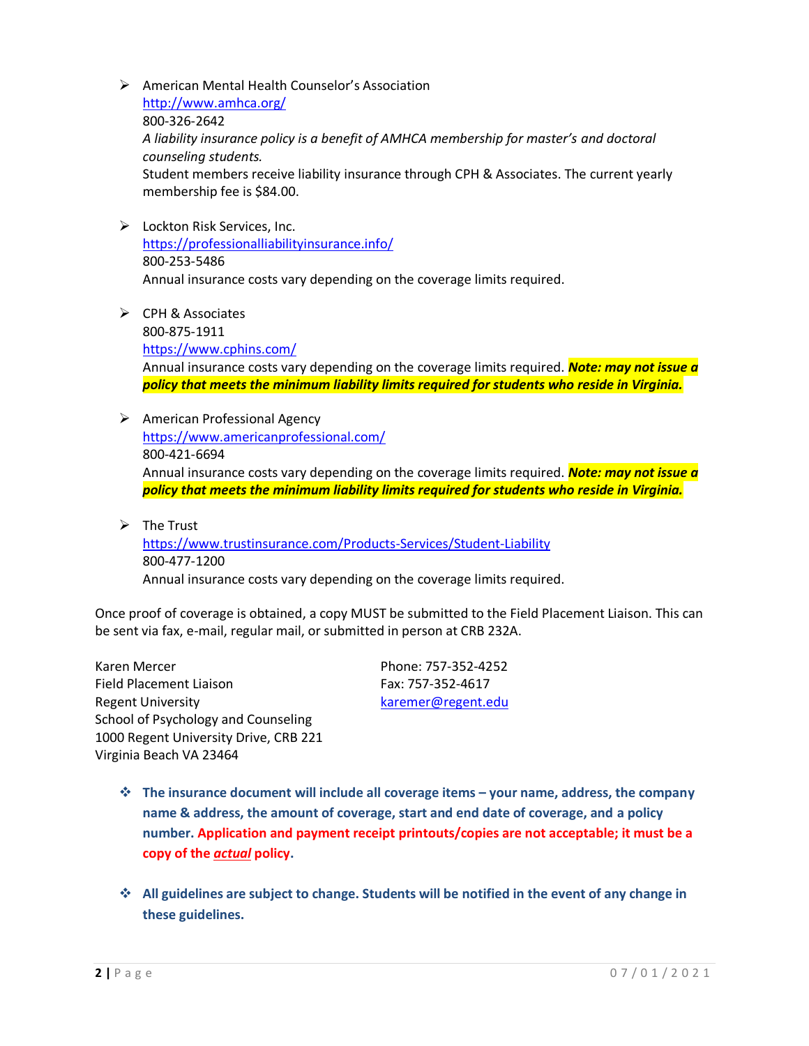- American Mental Health Counselor's Association
  http://www.amhca.org/
  800-326-2642
  *A liability insurance policy is a benefit of AMHCA membership for master's and doctoral counseling students.*
  Student members receive liability insurance through CPH & Associates. The current yearly membership fee is $84.00.

- Lockton Risk Services, Inc.
  https://professionalliabilityinsurance.info/
  800-253-5486
  Annual insurance costs vary depending on the coverage limits required.

- CPH & Associates
  800-875-1911
  https://www.cphins.com/
  Annual insurance costs vary depending on the coverage limits required. ***Note: may not issue a policy that meets the minimum liability limits required for students who reside in Virginia.***

- American Professional Agency
  https://www.americanprofessional.com/
  800-421-6694
  Annual insurance costs vary depending on the coverage limits required. ***Note: may not issue a policy that meets the minimum liability limits required for students who reside in Virginia.***

- The Trust
  https://www.trustinsurance.com/Products-Services/Student-Liability
  800-477-1200
  Annual insurance costs vary depending on the coverage limits required.

Once proof of coverage is obtained, a copy MUST be submitted to the Field Placement Liaison. This can be sent via fax, e-mail, regular mail, or submitted in person at CRB 232A.

Karen Mercer
Field Placement Liaison
Regent University
School of Psychology and Counseling
1000 Regent University Drive, CRB 221
Virginia Beach VA 23464

Phone: 757-352-4252
Fax: 757-352-4617
karemer@regent.edu

- **The insurance document will include all coverage items – your name, address, the company name & address, the amount of coverage, start and end date of coverage, and a policy number. Application and payment receipt printouts/copies are not acceptable; it must be a copy of the *actual* policy.**

- **All guidelines are subject to change. Students will be notified in the event of any change in these guidelines.**